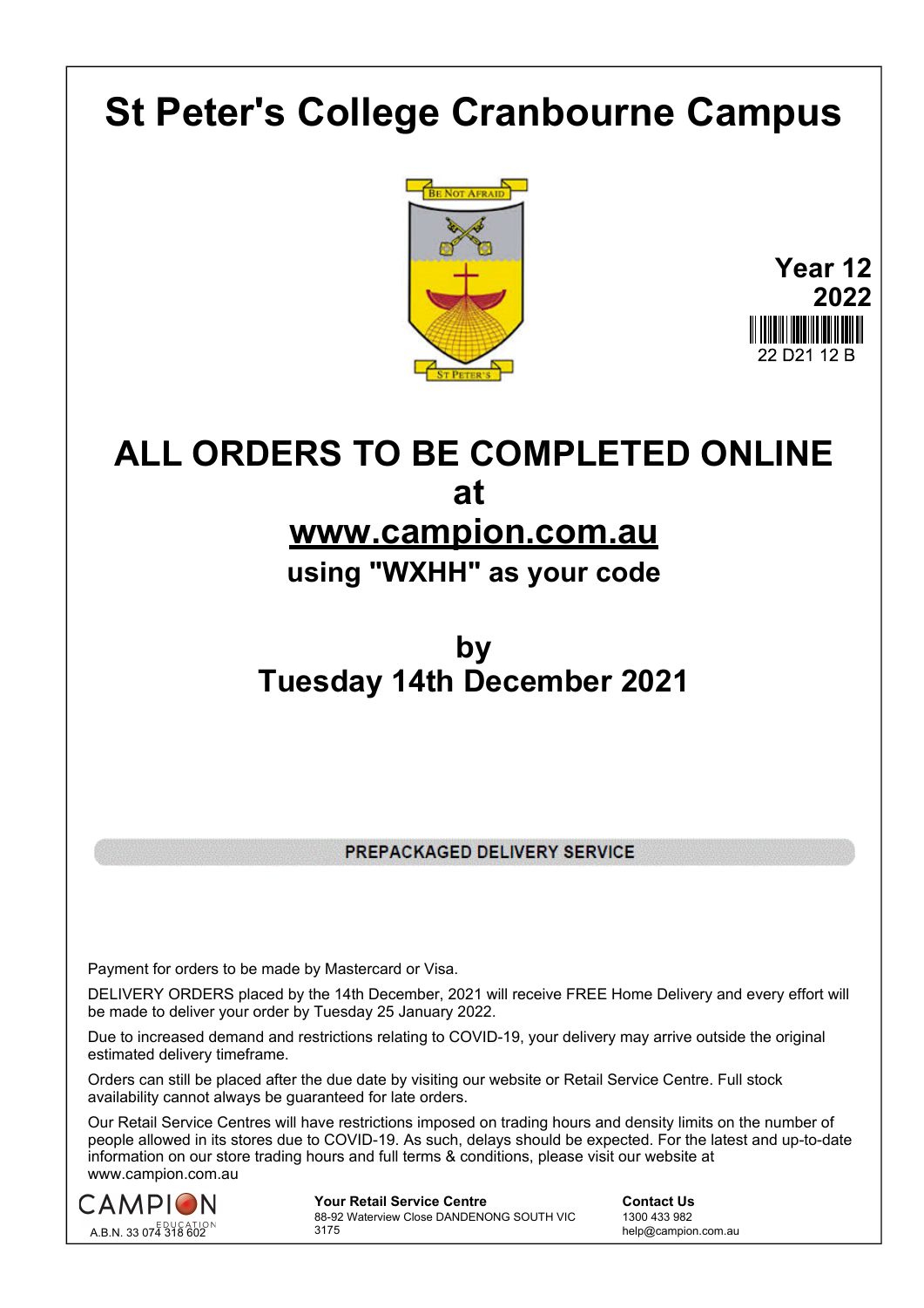# St Peter's College Cranbourne Campus

BE NOT AFRAID

ST PETER'S

**Year 12**
**2022**

22 D21 12 B

# ALL ORDERS TO BE COMPLETED ONLINE at [www.campion.com.au](http://www.campion.com.au)

## using "WXHH" as your code

## by Tuesday 14th December 2021

**PREPACKAGED DELIVERY SERVICE**

Payment for orders to be made by Mastercard or Visa.

DELIVERY ORDERS placed by the 14th December, 2021 will receive FREE Home Delivery and every effort will be made to deliver your order by Tuesday 25 January 2022.

Due to increased demand and restrictions relating to COVID-19, your delivery may arrive outside the original estimated delivery timeframe.

Orders can still be placed after the due date by visiting our website or Retail Service Centre. Full stock availability cannot always be guaranteed for late orders.

Our Retail Service Centres will have restrictions imposed on trading hours and density limits on the number of people allowed in its stores due to COVID-19. As such, delays should be expected. For the latest and up-to-date information on our store trading hours and full terms & conditions, please visit our website at www.campion.com.au

CAMPION EDUCATION
A.B.N. 33 074 318 602

**Your Retail Service Centre**
88-92 Waterview Close DANDENONG SOUTH VIC 3175

**Contact Us**
1300 433 982
help@campion.com.au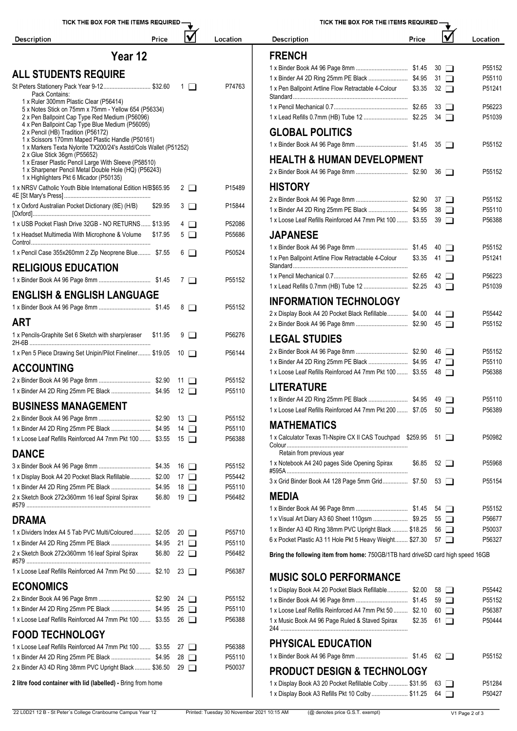TICK THE BOX FOR THE ITEMS REQUIRED

# Year 12

## ALL STUDENTS REQUIRE

| Description | Price | ☑ | Location |
|---|---|---|---|
| St Peters Stationery Pack Year 9-12 | $32.60 | 1 ☐ | P74763 |

Pack Contains:
- 1 x Ruler 300mm Plastic Clear (P56414)
- 5 x Notes Stick on 75mm x 75mm - Yellow 654 (P56334)
- 2 x Pen Ballpoint Cap Type Red Medium (P56096)
- 4 x Pen Ballpoint Cap Type Blue Medium (P56095)
- 2 x Pencil (HB) Tradition (P56172)
- 1 x Scissors 170mm Maped Plastic Handle (P50161)
- 1 x Markers Texta Nylorite TX200/24's Asstd/Cols Wallet (P51252)
- 2 x Glue Stick 36gm (P55652)
- 1 x Eraser Plastic Pencil Large With Sleeve (P58510)
- 1 x Sharpener Pencil Metal Double Hole (HQ) (P56243)
- 1 x Highlighters Pkt 6 Micador (P50135)

| Description | Price | ☑ | Location |
|---|---|---|---|
| 1 x NRSV Catholic Youth Bible International Edition H/B 4E [St Mary's Press] | $65.95 | 2 ☐ | P15489 |
| 1 x Oxford Australian Pocket Dictionary (8E) (H/B) [Oxford] | $29.95 | 3 ☐ | P15844 |
| 1 x USB Pocket Flash Drive 32GB - NO RETURNS | $13.95 | 4 ☐ | P52086 |
| 1 x Headset Multimedia With Microphone & Volume Control | $17.95 | 5 ☐ | P55686 |
| 1 x Pencil Case 355x260mm 2 Zip Neoprene Blue | $7.55 | 6 ☐ | P50524 |

## RELIGIOUS EDUCATION

| Description | Price | ☑ | Location |
|---|---|---|---|
| 1 x Binder Book A4 96 Page 8mm | $1.45 | 7 ☐ | P55152 |

## ENGLISH & ENGLISH LANGUAGE

| Description | Price | ☑ | Location |
|---|---|---|---|
| 1 x Binder Book A4 96 Page 8mm | $1.45 | 8 ☐ | P55152 |

## ART

| Description | Price | ☑ | Location |
|---|---|---|---|
| 1 x Pencils-Graphite Set 6 Sketch with sharp/eraser 2H-6B | $11.95 | 9 ☐ | P56276 |
| 1 x Pen 5 Piece Drawing Set Unipin/Pilot Fineliner | $19.05 | 10 ☐ | P56144 |

## ACCOUNTING

| Description | Price | ☑ | Location |
|---|---|---|---|
| 2 x Binder Book A4 96 Page 8mm | $2.90 | 11 ☐ | P55152 |
| 1 x Binder A4 2D Ring 25mm PE Black | $4.95 | 12 ☐ | P55110 |

## BUSINESS MANAGEMENT

| Description | Price | ☑ | Location |
|---|---|---|---|
| 2 x Binder Book A4 96 Page 8mm | $2.90 | 13 ☐ | P55152 |
| 1 x Binder A4 2D Ring 25mm PE Black | $4.95 | 14 ☐ | P55110 |
| 1 x Loose Leaf Refills Reinforced A4 7mm Pkt 100 | $3.55 | 15 ☐ | P56388 |

## DANCE

| Description | Price | ☑ | Location |
|---|---|---|---|
| 3 x Binder Book A4 96 Page 8mm | $4.35 | 16 ☐ | P55152 |
| 1 x Display Book A4 20 Pocket Black Refillable | $2.00 | 17 ☐ | P55442 |
| 1 x Binder A4 2D Ring 25mm PE Black | $4.95 | 18 ☐ | P55110 |
| 2 x Sketch Book 272x360mm 16 leaf Spiral Spirax #579 | $6.80 | 19 ☐ | P56482 |

## DRAMA

| Description | Price | ☑ | Location |
|---|---|---|---|
| 1 x Dividers Index A4 5 Tab PVC Multi/Coloured | $2.05 | 20 ☐ | P55710 |
| 1 x Binder A4 2D Ring 25mm PE Black | $4.95 | 21 ☐ | P55110 |
| 2 x Sketch Book 272x360mm 16 leaf Spiral Spirax #579 | $6.80 | 22 ☐ | P56482 |
| 1 x Loose Leaf Refills Reinforced A4 7mm Pkt 50 | $2.10 | 23 ☐ | P56387 |

## ECONOMICS

| Description | Price | ☑ | Location |
|---|---|---|---|
| 2 x Binder Book A4 96 Page 8mm | $2.90 | 24 ☐ | P55152 |
| 1 x Binder A4 2D Ring 25mm PE Black | $4.95 | 25 ☐ | P55110 |
| 1 x Loose Leaf Refills Reinforced A4 7mm Pkt 100 | $3.55 | 26 ☐ | P56388 |

## FOOD TECHNOLOGY

| Description | Price | ☑ | Location |
|---|---|---|---|
| 1 x Loose Leaf Refills Reinforced A4 7mm Pkt 100 | $3.55 | 27 ☐ | P56388 |
| 1 x Binder A4 2D Ring 25mm PE Black | $4.95 | 28 ☐ | P55110 |
| 2 x Binder A3 4D Ring 38mm PVC Upright Black | $36.50 | 29 ☐ | P50037 |

**2 litre food container with lid (labelled) -** Bring from home

## FRENCH

| Description | Price | ☑ | Location |
|---|---|---|---|
| 1 x Binder Book A4 96 Page 8mm | $1.45 | 30 ☐ | P55152 |
| 1 x Binder A4 2D Ring 25mm PE Black | $4.95 | 31 ☐ | P55110 |
| 1 x Pen Ballpoint Artline Flow Retractable 4-Colour Standard | $3.35 | 32 ☐ | P51241 |
| 1 x Pencil Mechanical 0.7 | $2.65 | 33 ☐ | P56223 |
| 1 x Lead Refills 0.7mm (HB) Tube 12 | $2.25 | 34 ☐ | P51039 |

## GLOBAL POLITICS

| Description | Price | ☑ | Location |
|---|---|---|---|
| 1 x Binder Book A4 96 Page 8mm | $1.45 | 35 ☐ | P55152 |

## HEALTH & HUMAN DEVELOPMENT

| Description | Price | ☑ | Location |
|---|---|---|---|
| 2 x Binder Book A4 96 Page 8mm | $2.90 | 36 ☐ | P55152 |

## HISTORY

| Description | Price | ☑ | Location |
|---|---|---|---|
| 2 x Binder Book A4 96 Page 8mm | $2.90 | 37 ☐ | P55152 |
| 1 x Binder A4 2D Ring 25mm PE Black | $4.95 | 38 ☐ | P55110 |
| 1 x Loose Leaf Refills Reinforced A4 7mm Pkt 100 | $3.55 | 39 ☐ | P56388 |

## JAPANESE

| Description | Price | ☑ | Location |
|---|---|---|---|
| 1 x Binder Book A4 96 Page 8mm | $1.45 | 40 ☐ | P55152 |
| 1 x Pen Ballpoint Artline Flow Retractable 4-Colour Standard | $3.35 | 41 ☐ | P51241 |
| 1 x Pencil Mechanical 0.7 | $2.65 | 42 ☐ | P56223 |
| 1 x Lead Refills 0.7mm (HB) Tube 12 | $2.25 | 43 ☐ | P51039 |

## INFORMATION TECHNOLOGY

| Description | Price | ☑ | Location |
|---|---|---|---|
| 2 x Display Book A4 20 Pocket Black Refillable | $4.00 | 44 ☐ | P55442 |
| 2 x Binder Book A4 96 Page 8mm | $2.90 | 45 ☐ | P55152 |

## LEGAL STUDIES

| Description | Price | ☑ | Location |
|---|---|---|---|
| 2 x Binder Book A4 96 Page 8mm | $2.90 | 46 ☐ | P55152 |
| 1 x Binder A4 2D Ring 25mm PE Black | $4.95 | 47 ☐ | P55110 |
| 1 x Loose Leaf Refills Reinforced A4 7mm Pkt 100 | $3.55 | 48 ☐ | P56388 |

## LITERATURE

| Description | Price | ☑ | Location |
|---|---|---|---|
| 1 x Binder A4 2D Ring 25mm PE Black | $4.95 | 49 ☐ | P55110 |
| 1 x Loose Leaf Refills Reinforced A4 7mm Pkt 200 | $7.05 | 50 ☐ | P56389 |

## MATHEMATICS

| Description | Price | ☑ | Location |
|---|---|---|---|
| 1 x Calculator Texas TI-Nspire CX II CAS Touchpad Colour<br>Retain from previous year | $259.95 | 51 ☐ | P50982 |
| 1 x Notebook A4 240 pages Side Opening Spirax #595A | $6.85 | 52 ☐ | P55968 |
| 3 x Grid Binder Book A4 128 Page 5mm Grid | $7.50 | 53 ☐ | P55154 |

## MEDIA

| Description | Price | ☑ | Location |
|---|---|---|---|
| 1 x Binder Book A4 96 Page 8mm | $1.45 | 54 ☐ | P55152 |
| 1 x Visual Art Diary A3 60 Sheet 110gsm | $9.25 | 55 ☐ | P56677 |
| 1 x Binder A3 4D Ring 38mm PVC Upright Black | $18.25 | 56 ☐ | P50037 |
| 6 x Pocket Plastic A3 11 Hole Pkt 5 Heavy Weight | $27.30 | 57 ☐ | P56327 |

**Bring the following item from home:** 750GB/1TB hard driveSD card high speed 16GB

## MUSIC SOLO PERFORMANCE

| Description | Price | ☑ | Location |
|---|---|---|---|
| 1 x Display Book A4 20 Pocket Black Refillable | $2.00 | 58 ☐ | P55442 |
| 1 x Binder Book A4 96 Page 8mm | $1.45 | 59 ☐ | P55152 |
| 1 x Loose Leaf Refills Reinforced A4 7mm Pkt 50 | $2.10 | 60 ☐ | P56387 |
| 1 x Music Book A4 96 Page Ruled & Staved Spirax 244 | $2.35 | 61 ☐ | P50444 |

## PHYSICAL EDUCATION

| Description | Price | ☑ | Location |
|---|---|---|---|
| 1 x Binder Book A4 96 Page 8mm | $1.45 | 62 ☐ | P55152 |

## PRODUCT DESIGN & TECHNOLOGY

| Description | Price | ☑ | Location |
|---|---|---|---|
| 1 x Display Book A3 20 Pocket Refillable Colby | $31.95 | 63 ☐ | P51284 |
| 1 x Display Book A3 Refills Pkt 10 Colby | $11.25 | 64 ☐ | P50427 |

(@ denotes price G.S.T. exempt)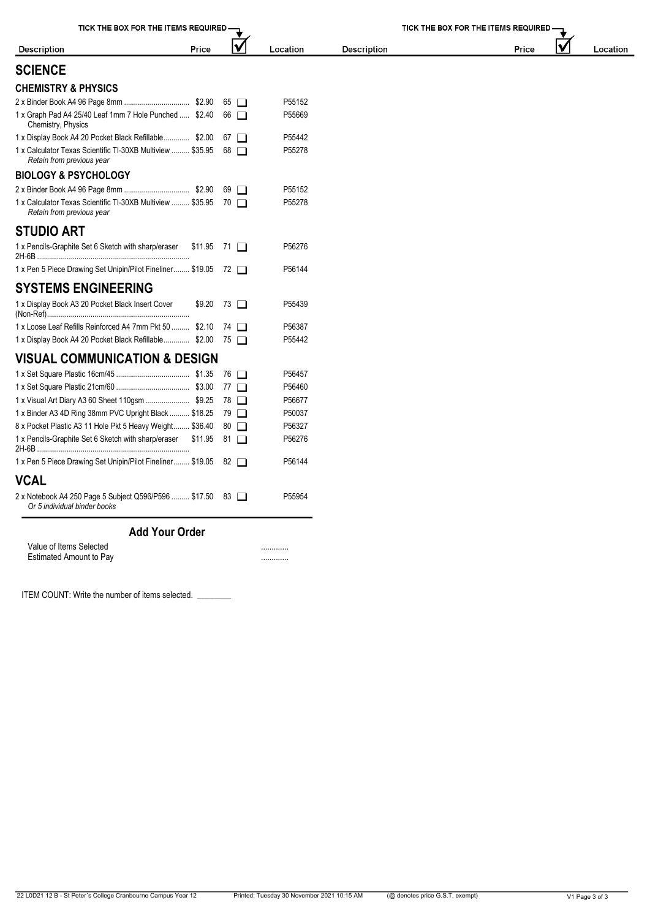| Description | Price | ☑ | Location |
|---|---|---|---|

# SCIENCE

## CHEMISTRY & PHYSICS

| Description | Price | | Location |
|---|---|---|---|
| 2 x Binder Book A4 96 Page 8mm | $2.90 | 65 ☐ | P55152 |
| 1 x Graph Pad A4 25/40 Leaf 1mm 7 Hole Punched<br>Chemistry, Physics | $2.40 | 66 ☐ | P55669 |
| 1 x Display Book A4 20 Pocket Black Refillable | $2.00 | 67 ☐ | P55442 |
| 1 x Calculator Texas Scientific TI-30XB Multiview<br>*Retain from previous year* | $35.95 | 68 ☐ | P55278 |

## BIOLOGY & PSYCHOLOGY

| Description | Price | | Location |
|---|---|---|---|
| 2 x Binder Book A4 96 Page 8mm | $2.90 | 69 ☐ | P55152 |
| 1 x Calculator Texas Scientific TI-30XB Multiview<br>*Retain from previous year* | $35.95 | 70 ☐ | P55278 |

# STUDIO ART

| Description | Price | | Location |
|---|---|---|---|
| 1 x Pencils-Graphite Set 6 Sketch with sharp/eraser 2H-6B | $11.95 | 71 ☐ | P56276 |
| 1 x Pen 5 Piece Drawing Set Unipin/Pilot Fineliner | $19.05 | 72 ☐ | P56144 |

# SYSTEMS ENGINEERING

| Description | Price | | Location |
|---|---|---|---|
| 1 x Display Book A3 20 Pocket Black Insert Cover (Non-Ref) | $9.20 | 73 ☐ | P55439 |
| 1 x Loose Leaf Refills Reinforced A4 7mm Pkt 50 | $2.10 | 74 ☐ | P56387 |
| 1 x Display Book A4 20 Pocket Black Refillable | $2.00 | 75 ☐ | P55442 |

# VISUAL COMMUNICATION & DESIGN

| Description | Price | | Location |
|---|---|---|---|
| 1 x Set Square Plastic 16cm/45 | $1.35 | 76 ☐ | P56457 |
| 1 x Set Square Plastic 21cm/60 | $3.00 | 77 ☐ | P56460 |
| 1 x Visual Art Diary A3 60 Sheet 110gsm | $9.25 | 78 ☐ | P56677 |
| 1 x Binder A3 4D Ring 38mm PVC Upright Black | $18.25 | 79 ☐ | P50037 |
| 8 x Pocket Plastic A3 11 Hole Pkt 5 Heavy Weight | $36.40 | 80 ☐ | P56327 |
| 1 x Pencils-Graphite Set 6 Sketch with sharp/eraser 2H-6B | $11.95 | 81 ☐ | P56276 |
| 1 x Pen 5 Piece Drawing Set Unipin/Pilot Fineliner | $19.05 | 82 ☐ | P56144 |

# VCAL

| Description | Price | | Location |
|---|---|---|---|
| 2 x Notebook A4 250 Page 5 Subject Q596/P596<br>*Or 5 individual binder books* | $17.50 | 83 ☐ | P55954 |

## Add Your Order

Value of Items Selected ............

Estimated Amount to Pay ............

ITEM COUNT: Write the number of items selected. ________